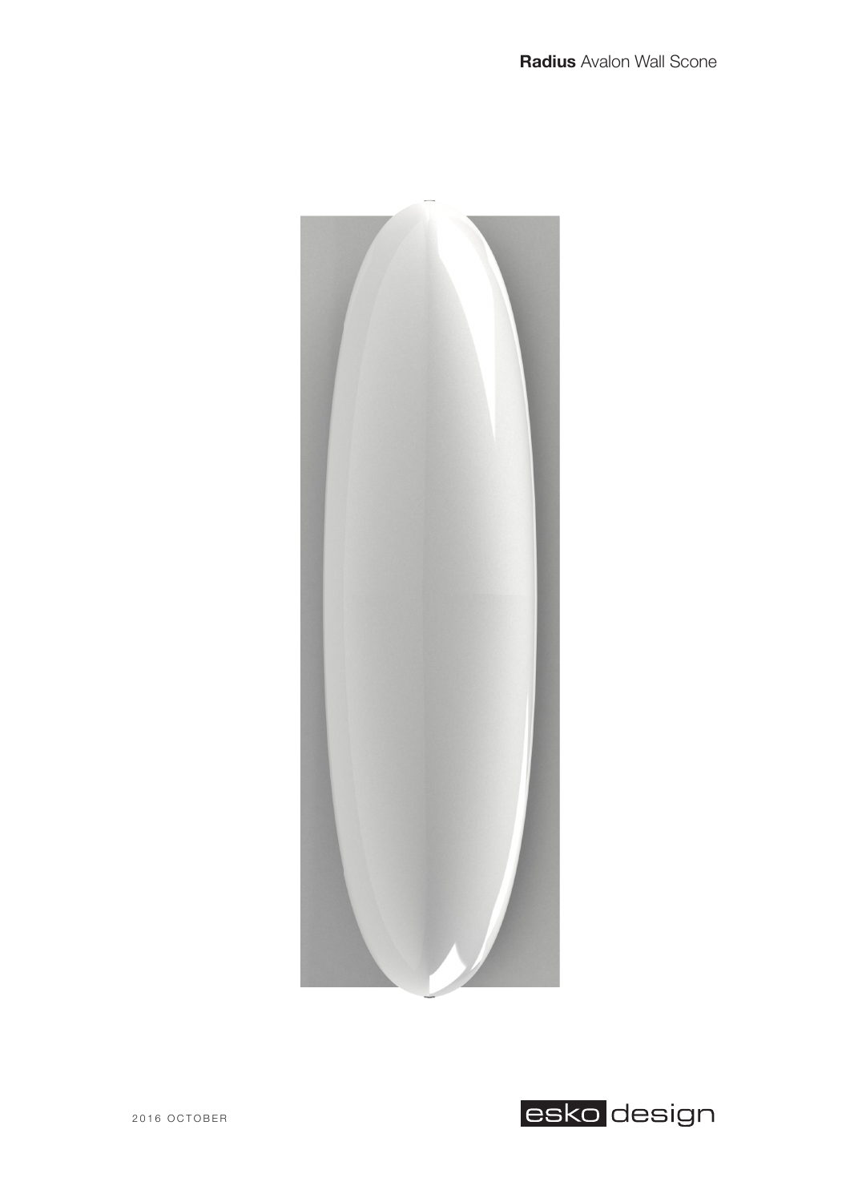**Radius** Avalon Wall Scone

2016 OCTOBER

esko design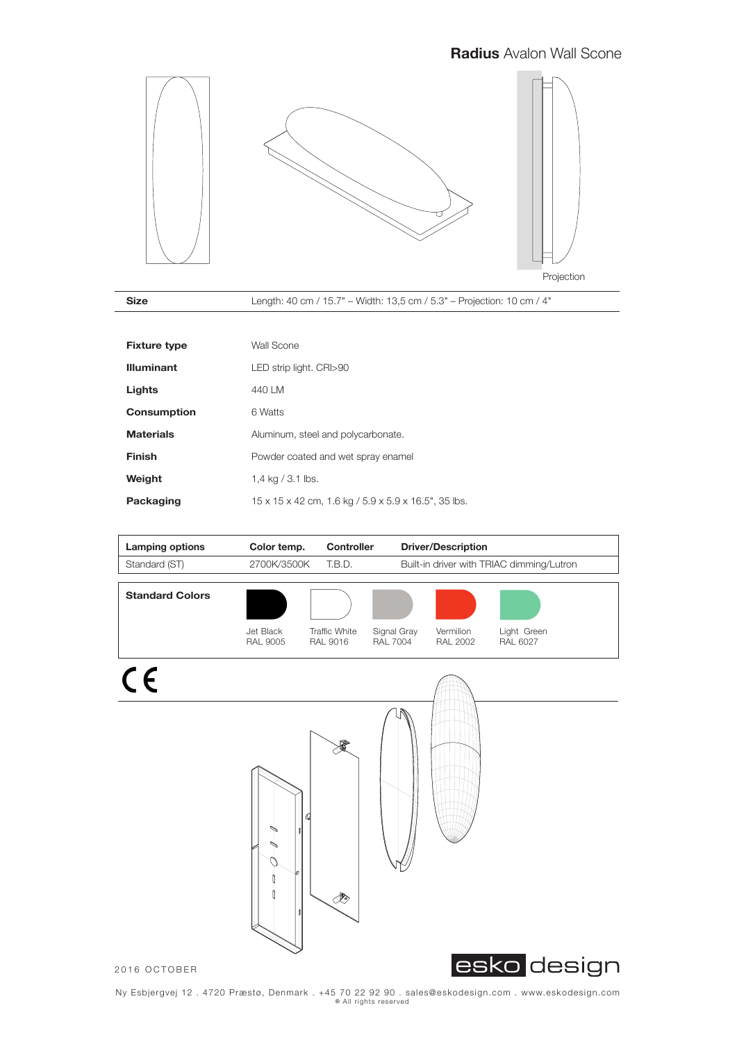# **Radius** Avalon Wall Scone

Projection

| | |
|---|---|
| **Size** | Length: 40 cm / 15.7" – Width: 13,5 cm / 5.3" – Projection: 10 cm / 4" |

| | |
|---|---|
| **Fixture type** | Wall Scone |
| **Illuminant** | LED strip light. CRI>90 |
| **Lights** | 440 LM |
| **Consumption** | 6 Watts |
| **Materials** | Aluminum, steel and polycarbonate. |
| **Finish** | Powder coated and wet spray enamel |
| **Weight** | 1,4 kg / 3.1 lbs. |
| **Packaging** | 15 x 15 x 42 cm, 1.6 kg / 5.9 x 5.9 x 16.5", 35 lbs. |

| **Lamping options** | **Color temp.** | **Controller** | **Driver/Description** |
|---|---|---|---|
| Standard (ST) | 2700K/3500K | T.B.D. | Built-in driver with TRIAC dimming/Lutron |

**Standard Colors**

| Jet Black | Traffic White | Signal Gray | Vermilion | Light Green |
|---|---|---|---|---|
| RAL 9005 | RAL 9016 | RAL 7004 | RAL 2002 | RAL 6027 |

CE

2016 OCTOBER

esko design

Ny Esbjergvej 12 . 4720 Præstø, Denmark . +45 70 22 92 90 . sales@eskodesign.com . www.eskodesign.com
® All rights reserved